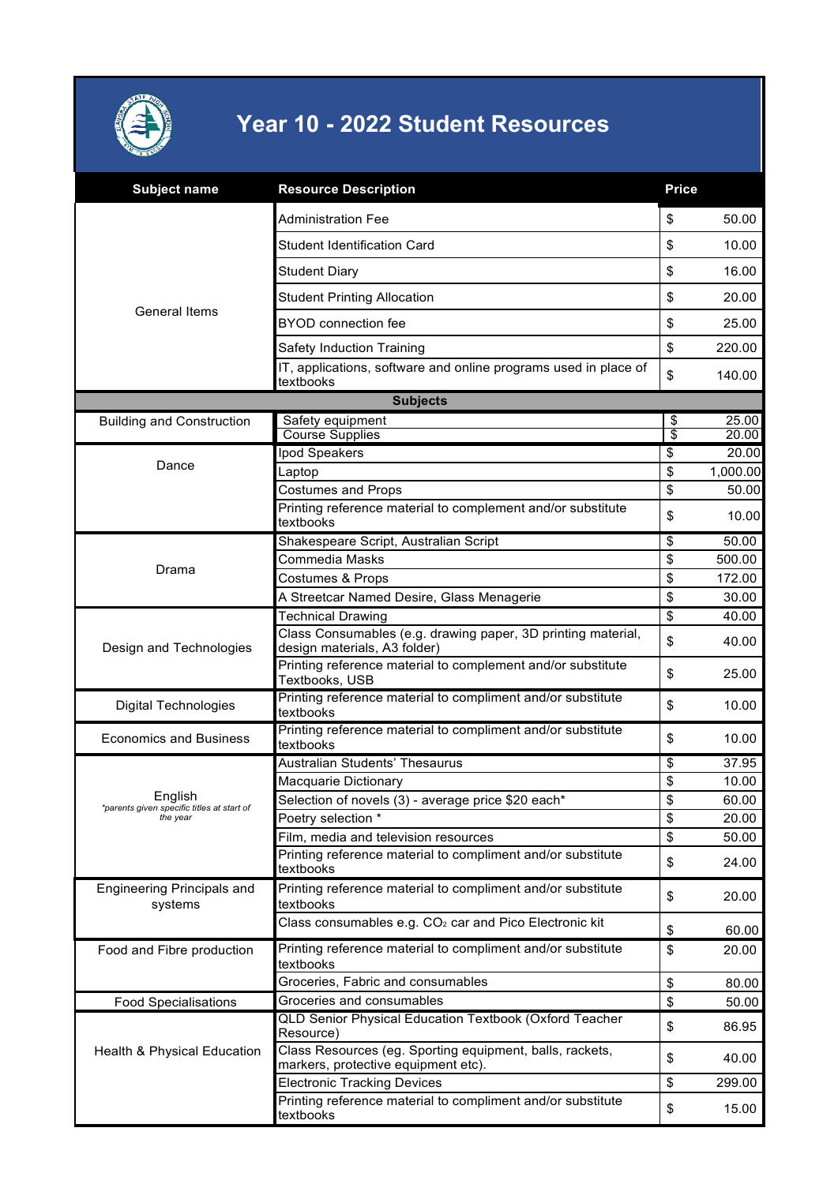# Year 10 - 2022 Student Resources

| Subject name | Resource Description | Price |
|---|---|---|
| General Items | Administration Fee | $ 50.00 |
| | Student Identification Card | $ 10.00 |
| | Student Diary | $ 16.00 |
| | Student Printing Allocation | $ 20.00 |
| | BYOD connection fee | $ 25.00 |
| | Safety Induction Training | $ 220.00 |
| | IT, applications, software and online programs used in place of textbooks | $ 140.00 |
| **Subjects** | | |
| Building and Construction | Safety equipment | $ 25.00 |
| | Course Supplies | $ 20.00 |
| Dance | Ipod Speakers | $ 20.00 |
| | Laptop | $ 1,000.00 |
| | Costumes and Props | $ 50.00 |
| | Printing reference material to complement and/or substitute textbooks | $ 10.00 |
| Drama | Shakespeare Script, Australian Script | $ 50.00 |
| | Commedia Masks | $ 500.00 |
| | Costumes & Props | $ 172.00 |
| | A Streetcar Named Desire, Glass Menagerie | $ 30.00 |
| Design and Technologies | Technical Drawing | $ 40.00 |
| | Class Consumables (e.g. drawing paper, 3D printing material, design materials, A3 folder) | $ 40.00 |
| | Printing reference material to complement and/or substitute Textbooks, USB | $ 25.00 |
| Digital Technologies | Printing reference material to compliment and/or substitute textbooks | $ 10.00 |
| Economics and Business | Printing reference material to compliment and/or substitute textbooks | $ 10.00 |
| English *parents given specific titles at start of the year | Australian Students' Thesaurus | $ 37.95 |
| | Macquarie Dictionary | $ 10.00 |
| | Selection of novels (3) - average price $20 each* | $ 60.00 |
| | Poetry selection * | $ 20.00 |
| | Film, media and television resources | $ 50.00 |
| | Printing reference material to compliment and/or substitute textbooks | $ 24.00 |
| Engineering Principals and systems | Printing reference material to compliment and/or substitute textbooks | $ 20.00 |
| | Class consumables e.g. $CO_2$ car and Pico Electronic kit | $ 60.00 |
| Food and Fibre production | Printing reference material to compliment and/or substitute textbooks | $ 20.00 |
| | Groceries, Fabric and consumables | $ 80.00 |
| Food Specialisations | Groceries and consumables | $ 50.00 |
| Health & Physical Education | QLD Senior Physical Education Textbook (Oxford Teacher Resource) | $ 86.95 |
| | Class Resources (eg. Sporting equipment, balls, rackets, markers, protective equipment etc). | $ 40.00 |
| | Electronic Tracking Devices | $ 299.00 |
| | Printing reference material to compliment and/or substitute textbooks | $ 15.00 |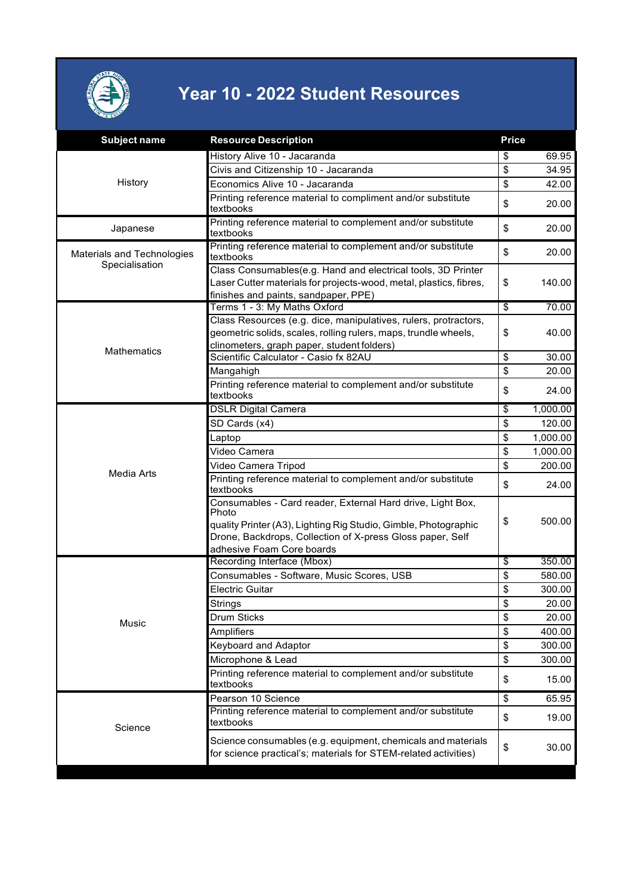# Year 10 - 2022 Student Resources

| Subject name | Resource Description | Price |
|---|---|---|
| History | History Alive 10 - Jacaranda | $ 69.95 |
| | Civis and Citizenship 10 - Jacaranda | $ 34.95 |
| | Economics Alive 10 - Jacaranda | $ 42.00 |
| | Printing reference material to compliment and/or substitute textbooks | $ 20.00 |
| Japanese | Printing reference material to complement and/or substitute textbooks | $ 20.00 |
| Materials and Technologies Specialisation | Printing reference material to complement and/or substitute textbooks | $ 20.00 |
| | Class Consumables(e.g. Hand and electrical tools, 3D Printer Laser Cutter materials for projects-wood, metal, plastics, fibres, finishes and paints, sandpaper, PPE) | $ 140.00 |
| Mathematics | Terms 1 - 3: My Maths Oxford | $ 70.00 |
| | Class Resources (e.g. dice, manipulatives, rulers, protractors, geometric solids, scales, rolling rulers, maps, trundle wheels, clinometers, graph paper, student folders) | $ 40.00 |
| | Scientific Calculator - Casio fx 82AU | $ 30.00 |
| | Mangahigh | $ 20.00 |
| | Printing reference material to complement and/or substitute textbooks | $ 24.00 |
| Media Arts | DSLR Digital Camera | $ 1,000.00 |
| | SD Cards (x4) | $ 120.00 |
| | Laptop | $ 1,000.00 |
| | Video Camera | $ 1,000.00 |
| | Video Camera Tripod | $ 200.00 |
| | Printing reference material to complement and/or substitute textbooks | $ 24.00 |
| | Consumables - Card reader, External Hard drive, Light Box, Photo quality Printer (A3), Lighting Rig Studio, Gimble, Photographic Drone, Backdrops, Collection of X-press Gloss paper, Self adhesive Foam Core boards | $ 500.00 |
| Music | Recording Interface (Mbox) | $ 350.00 |
| | Consumables - Software, Music Scores, USB | $ 580.00 |
| | Electric Guitar | $ 300.00 |
| | Strings | $ 20.00 |
| | Drum Sticks | $ 20.00 |
| | Amplifiers | $ 400.00 |
| | Keyboard and Adaptor | $ 300.00 |
| | Microphone & Lead | $ 300.00 |
| | Printing reference material to complement and/or substitute textbooks | $ 15.00 |
| Science | Pearson 10 Science | $ 65.95 |
| | Printing reference material to complement and/or substitute textbooks | $ 19.00 |
| | Science consumables (e.g. equipment, chemicals and materials for science practical's; materials for STEM-related activities) | $ 30.00 |